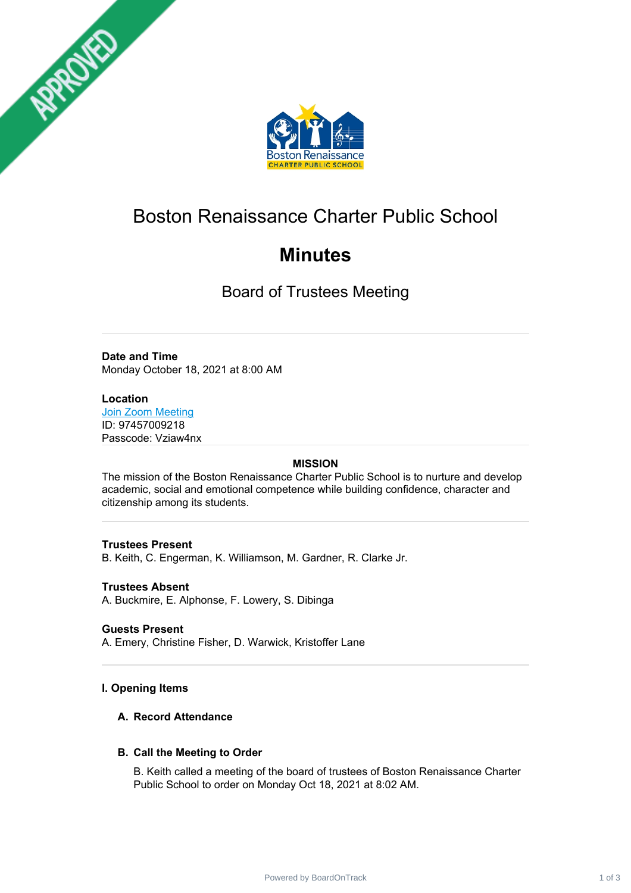# Boston Renaissance Charter Public School

# Minutes

## Board of Trustees Meeting

**Date and Time**
Monday October 18, 2021 at 8:00 AM

**Location**
Join Zoom Meeting
ID: 97457009218
Passcode: Vziaw4nx

**MISSION**

The mission of the Boston Renaissance Charter Public School is to nurture and develop academic, social and emotional competence while building confidence, character and citizenship among its students.

**Trustees Present**
B. Keith, C. Engerman, K. Williamson, M. Gardner, R. Clarke Jr.

**Trustees Absent**
A. Buckmire, E. Alphonse, F. Lowery, S. Dibinga

**Guests Present**
A. Emery, Christine Fisher, D. Warwick, Kristoffer Lane

### I. Opening Items

**A. Record Attendance**

**B. Call the Meeting to Order**

B. Keith called a meeting of the board of trustees of Boston Renaissance Charter Public School to order on Monday Oct 18, 2021 at 8:02 AM.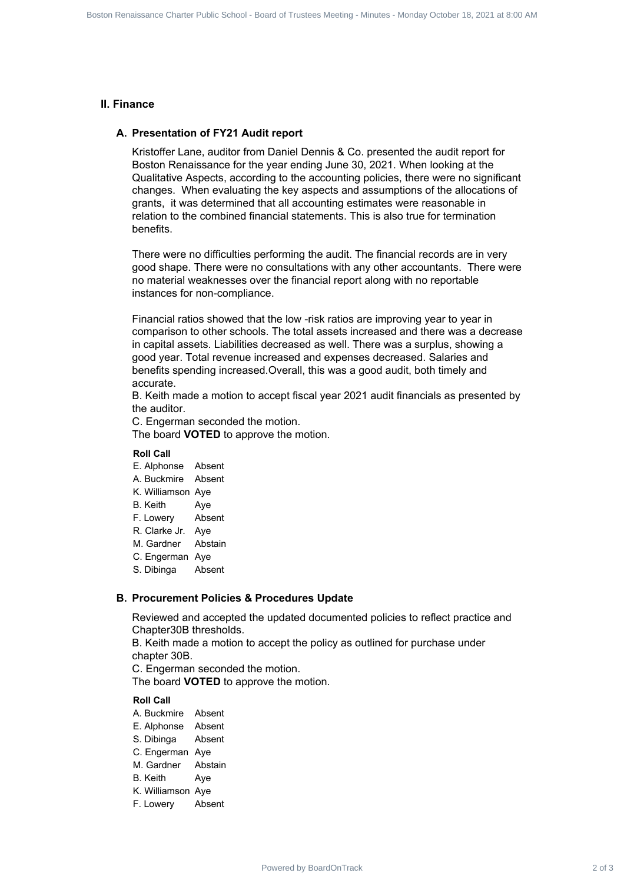## II. Finance

### A. Presentation of FY21 Audit report

Kristoffer Lane, auditor from Daniel Dennis & Co. presented the audit report for Boston Renaissance for the year ending June 30, 2021. When looking at the Qualitative Aspects, according to the accounting policies, there were no significant changes. When evaluating the key aspects and assumptions of the allocations of grants, it was determined that all accounting estimates were reasonable in relation to the combined financial statements. This is also true for termination benefits.

There were no difficulties performing the audit. The financial records are in very good shape. There were no consultations with any other accountants. There were no material weaknesses over the financial report along with no reportable instances for non-compliance.

Financial ratios showed that the low -risk ratios are improving year to year in comparison to other schools. The total assets increased and there was a decrease in capital assets. Liabilities decreased as well. There was a surplus, showing a good year. Total revenue increased and expenses decreased. Salaries and benefits spending increased.Overall, this was a good audit, both timely and accurate.

B. Keith made a motion to accept fiscal year 2021 audit financials as presented by the auditor.

C. Engerman seconded the motion.

The board **VOTED** to approve the motion.

**Roll Call**

| | |
|---|---|
| E. Alphonse | Absent |
| A. Buckmire | Absent |
| K. Williamson | Aye |
| B. Keith | Aye |
| F. Lowery | Absent |
| R. Clarke Jr. | Aye |
| M. Gardner | Abstain |
| C. Engerman | Aye |
| S. Dibinga | Absent |

### B. Procurement Policies & Procedures Update

Reviewed and accepted the updated documented policies to reflect practice and Chapter30B thresholds.

B. Keith made a motion to accept the policy as outlined for purchase under chapter 30B.

C. Engerman seconded the motion.

The board **VOTED** to approve the motion.

**Roll Call**

| | |
|---|---|
| A. Buckmire | Absent |
| E. Alphonse | Absent |
| S. Dibinga | Absent |
| C. Engerman | Aye |
| M. Gardner | Abstain |
| B. Keith | Aye |
| K. Williamson | Aye |
| F. Lowery | Absent |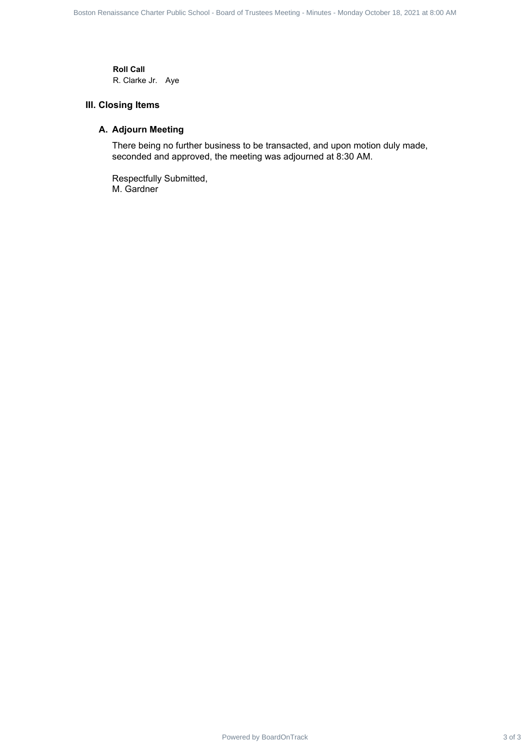**Roll Call**

R. Clarke Jr. Aye

## III. Closing Items

### A. Adjourn Meeting

There being no further business to be transacted, and upon motion duly made, seconded and approved, the meeting was adjourned at 8:30 AM.

Respectfully Submitted,
M. Gardner